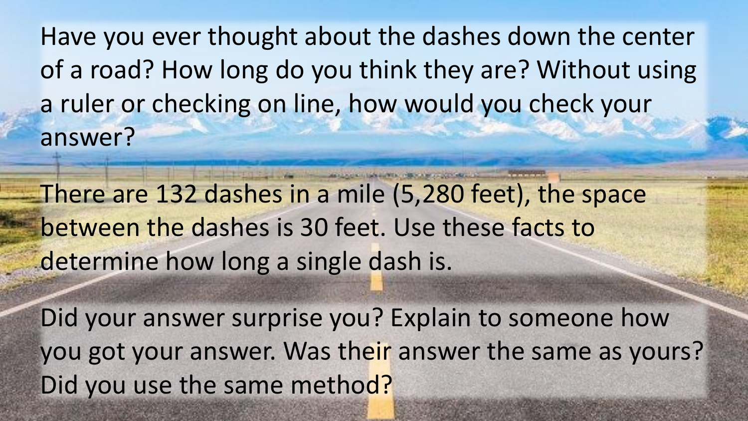Have you ever thought about the dashes down the center of a road? How long do you think they are? Without using a ruler or checking on line, how would you check your answer?

There are 132 dashes in a mile (5,280 feet), the space between the dashes is 30 feet. Use these facts to determine how long a single dash is.

Did your answer surprise you? Explain to someone how you got your answer. Was their answer the same as yours? Did you use the same method?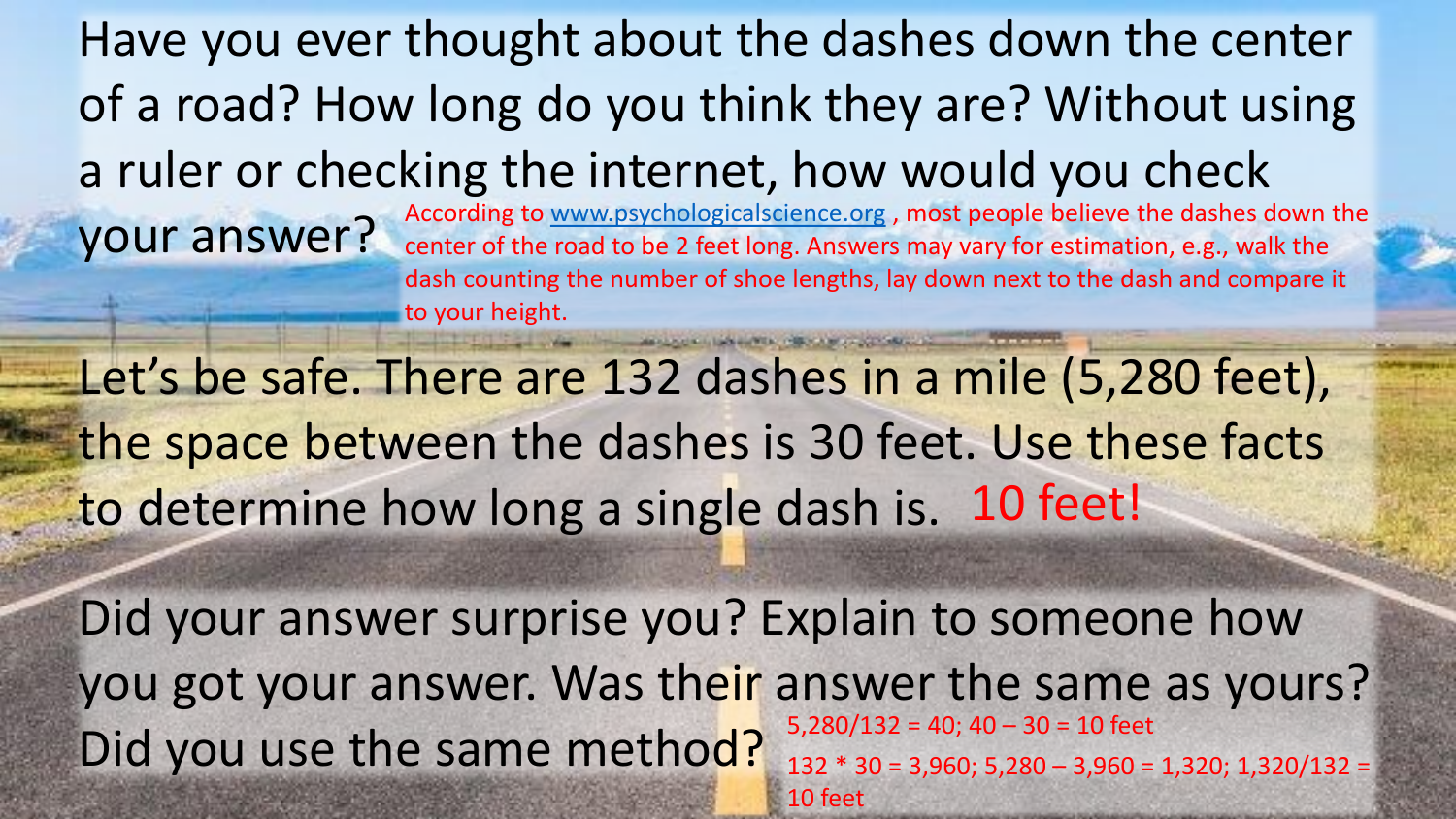Have you ever thought about the dashes down the center of a road? How long do you think they are? Without using a ruler or checking the internet, how would you check your answer?

According to [www.psychologicalscience.org](www.psychologicalscience.org) , most people believe the dashes down the center of the road to be 2 feet long. Answers may vary for estimation, e.g., walk the dash counting the number of shoe lengths, lay down next to the dash and compare it to your height.

Let's be safe. There are 132 dashes in a mile (5,280 feet), the space between the dashes is 30 feet. Use these facts to determine how long a single dash is. **10 feet!**

Did your answer surprise you? Explain to someone how you got your answer. Was their answer the same as yours? Did you use the same method?

5,280/132 = 40; 40 – 30 = 10 feet

132 * 30 = 3,960; 5,280 – 3,960 = 1,320; 1,320/132 = 10 feet